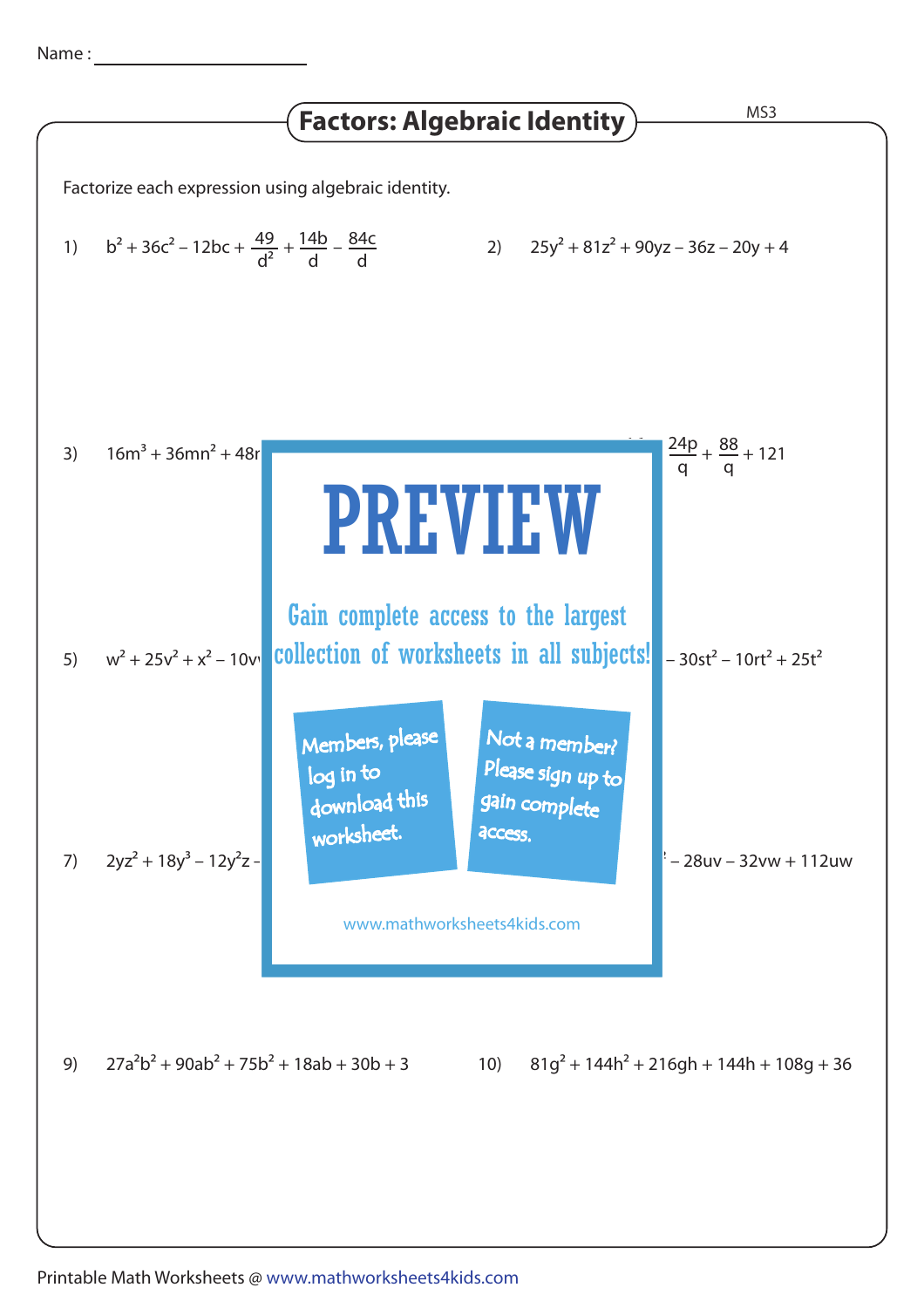Name : ____________________

# Factors: Algebraic Identity

MS3

Factorize each expression using algebraic identity.

1) $b^2 + 36c^2 - 12bc + \frac{49}{d^2} + \frac{14b}{d} - \frac{84c}{d}$

2) $25y^2 + 81z^2 + 90yz - 36z - 20y + 4$

3) $16m^3 + 36mn^2 + 48r$

4) $\frac{24p}{q} + \frac{88}{q} + 121$

5) $w^2 + 25v^2 + x^2 - 10v$

6) $- 30st^2 - 10rt^2 + 25t^2$

PREVIEW

Gain complete access to the largest collection of worksheets in all subjects!

Members, please log in to download this worksheet.

Not a member? Please sign up to gain complete access.

www.mathworksheets4kids.com

7) $2yz^2 + 18y^3 - 12y^2z -$

8) $- 28uv - 32vw + 112uw$

9) $27a^2b^2 + 90ab^2 + 75b^2 + 18ab + 30b + 3$

10) $81g^2 + 144h^2 + 216gh + 144h + 108g + 36$

Printable Math Worksheets @ www.mathworksheets4kids.com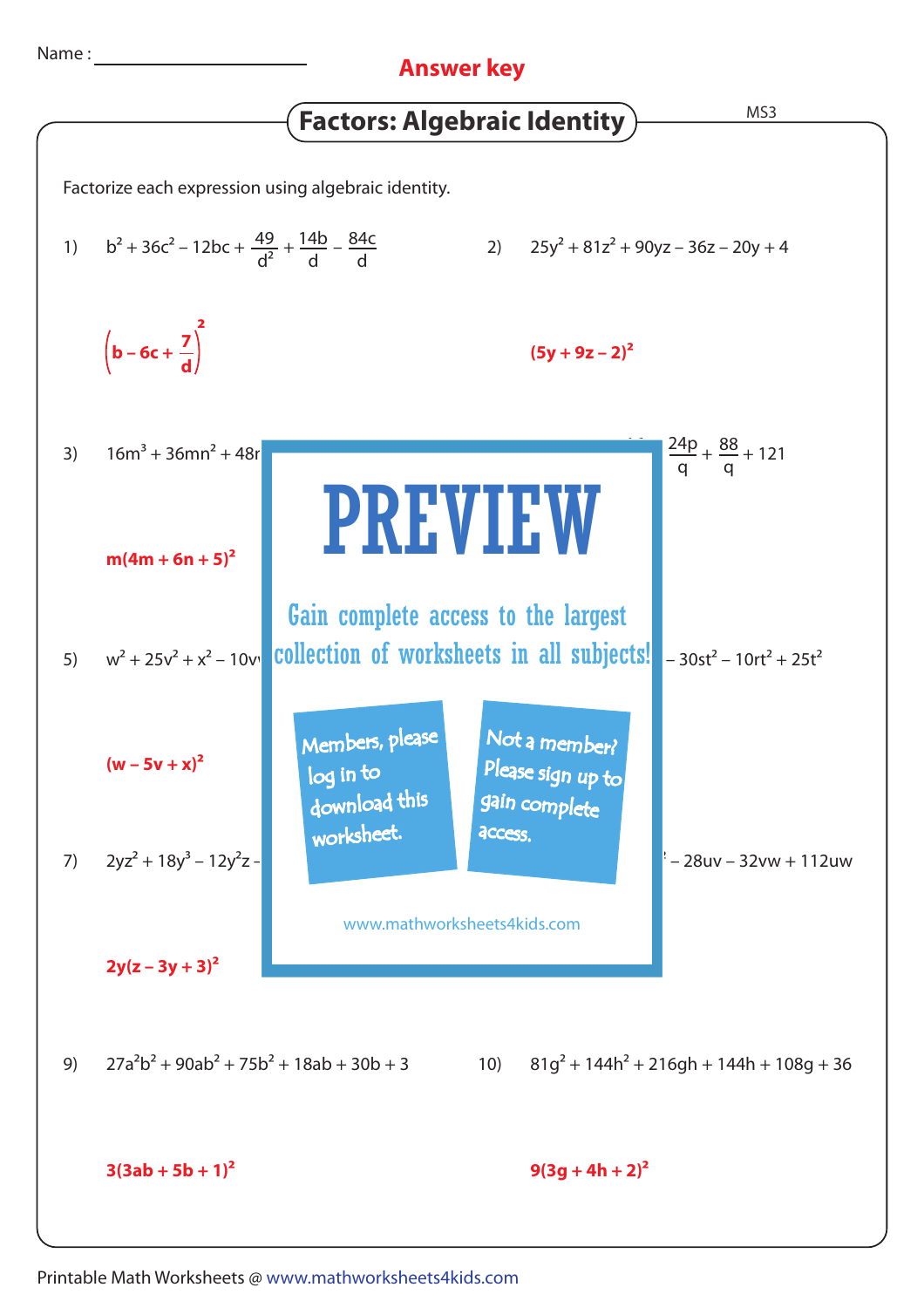Name : ____________________

**Answer key**

# Factors: Algebraic Identity

MS3

Factorize each expression using algebraic identity.

1) $b^2 + 36c^2 - 12bc + \frac{49}{d^2} + \frac{14b}{d} - \frac{84c}{d}$

**$\left(b - 6c + \frac{7}{d}\right)^2$**

2) $25y^2 + 81z^2 + 90yz - 36z - 20y + 4$

**$(5y + 9z - 2)^2$**

3) $16m^3 + 36mn^2 + 48r$

**$m(4m + 6n + 5)^2$**

4) $\frac{24p}{q} + \frac{88}{q} + 121$

5) $w^2 + 25v^2 + x^2 - 10v$

**$(w - 5v + x)^2$**

6) $- 30st^2 - 10rt^2 + 25t^2$

7) $2yz^2 + 18y^3 - 12y^2z -$

**$2y(z - 3y + 3)^2$**

8) $- 28uv - 32vw + 112uw$

PREVIEW

Gain complete access to the largest collection of worksheets in all subjects!

Members, please log in to download this worksheet.

Not a member? Please sign up to gain complete access.

www.mathworksheets4kids.com

9) $27a^2b^2 + 90ab^2 + 75b^2 + 18ab + 30b + 3$

**$3(3ab + 5b + 1)^2$**

10) $81g^2 + 144h^2 + 216gh + 144h + 108g + 36$

**$9(3g + 4h + 2)^2$**